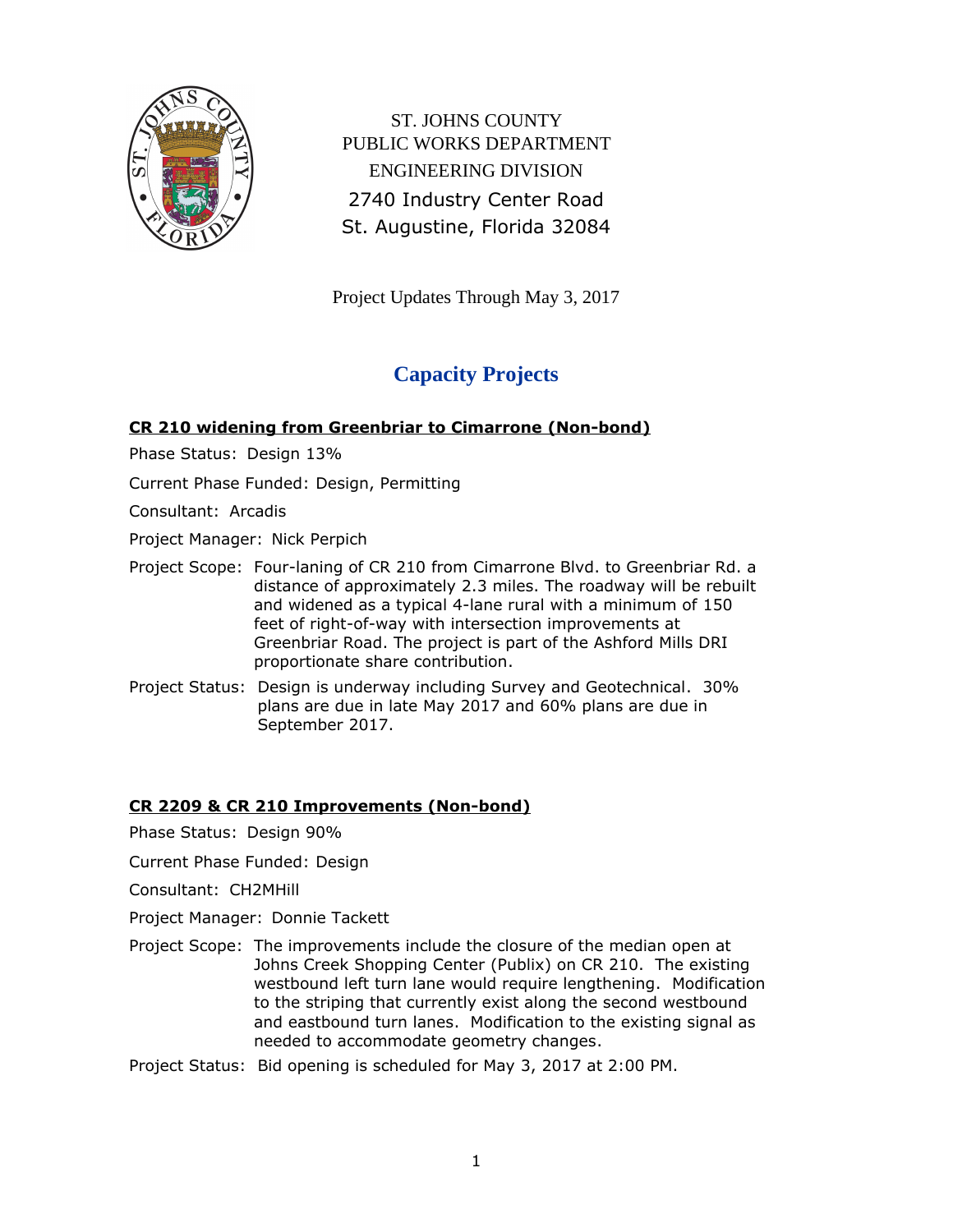ST. JOHNS COUNTY
PUBLIC WORKS DEPARTMENT
ENGINEERING DIVISION
2740 Industry Center Road
St. Augustine, Florida 32084

Project Updates Through May 3, 2017

# Capacity Projects

**CR 210 widening from Greenbriar to Cimarrone (Non-bond)**

Phase Status: Design 13%

Current Phase Funded: Design, Permitting

Consultant: Arcadis

Project Manager: Nick Perpich

Project Scope: Four-laning of CR 210 from Cimarrone Blvd. to Greenbriar Rd. a distance of approximately 2.3 miles. The roadway will be rebuilt and widened as a typical 4-lane rural with a minimum of 150 feet of right-of-way with intersection improvements at Greenbriar Road. The project is part of the Ashford Mills DRI proportionate share contribution.

Project Status: Design is underway including Survey and Geotechnical. 30% plans are due in late May 2017 and 60% plans are due in September 2017.

**CR 2209 & CR 210 Improvements (Non-bond)**

Phase Status: Design 90%

Current Phase Funded: Design

Consultant: CH2MHill

Project Manager: Donnie Tackett

Project Scope: The improvements include the closure of the median open at Johns Creek Shopping Center (Publix) on CR 210. The existing westbound left turn lane would require lengthening. Modification to the striping that currently exist along the second westbound and eastbound turn lanes. Modification to the existing signal as needed to accommodate geometry changes.

Project Status: Bid opening is scheduled for May 3, 2017 at 2:00 PM.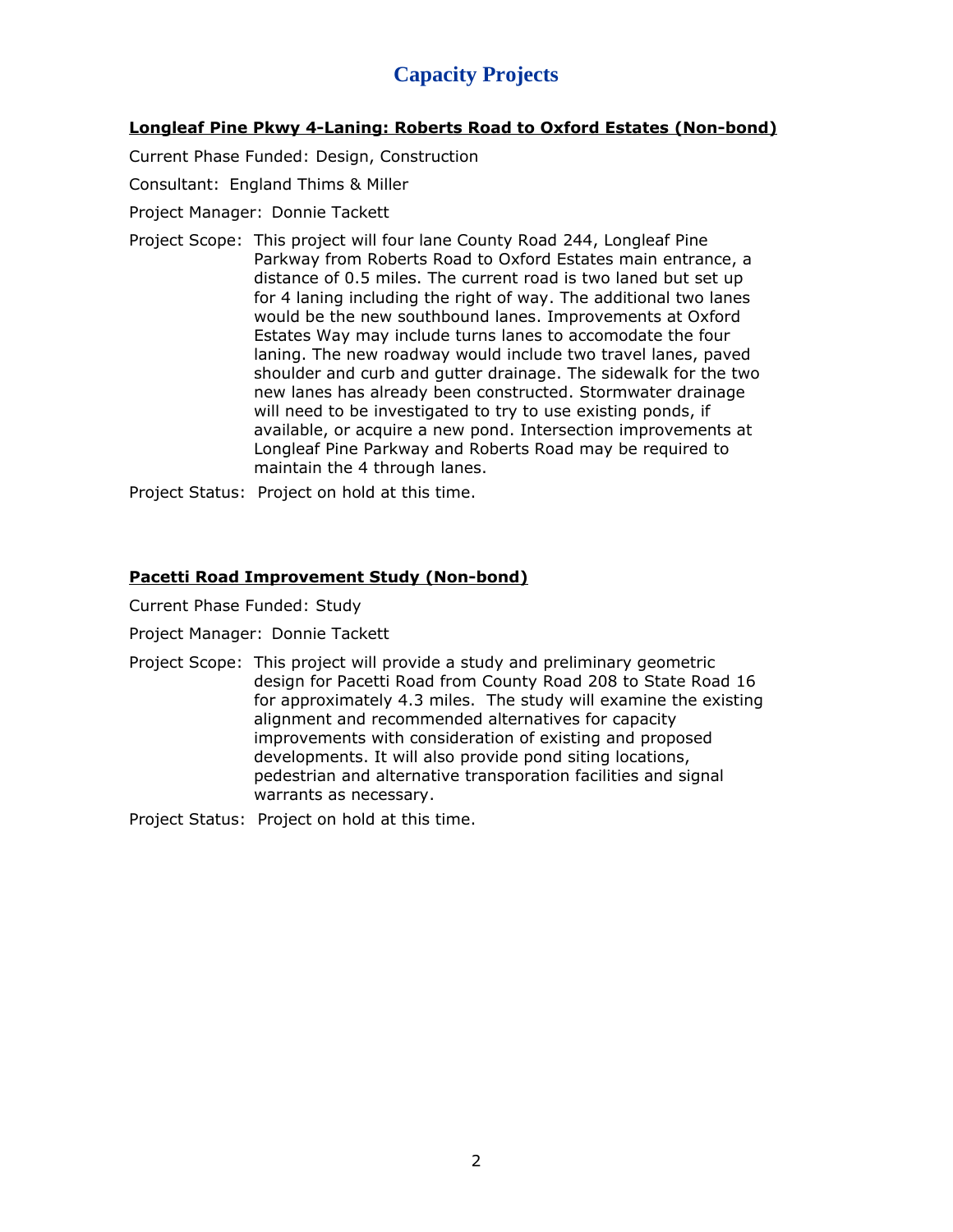# Capacity Projects

**Longleaf Pine Pkwy 4-Laning: Roberts Road to Oxford Estates (Non-bond)**

Current Phase Funded: Design, Construction

Consultant: England Thims & Miller

Project Manager: Donnie Tackett

Project Scope: This project will four lane County Road 244, Longleaf Pine Parkway from Roberts Road to Oxford Estates main entrance, a distance of 0.5 miles. The current road is two laned but set up for 4 laning including the right of way. The additional two lanes would be the new southbound lanes. Improvements at Oxford Estates Way may include turns lanes to accomodate the four laning. The new roadway would include two travel lanes, paved shoulder and curb and gutter drainage. The sidewalk for the two new lanes has already been constructed. Stormwater drainage will need to be investigated to try to use existing ponds, if available, or acquire a new pond. Intersection improvements at Longleaf Pine Parkway and Roberts Road may be required to maintain the 4 through lanes.

Project Status: Project on hold at this time.

**Pacetti Road Improvement Study (Non-bond)**

Current Phase Funded: Study

Project Manager: Donnie Tackett

Project Scope: This project will provide a study and preliminary geometric design for Pacetti Road from County Road 208 to State Road 16 for approximately 4.3 miles. The study will examine the existing alignment and recommended alternatives for capacity improvements with consideration of existing and proposed developments. It will also provide pond siting locations, pedestrian and alternative transporation facilities and signal warrants as necessary.

Project Status: Project on hold at this time.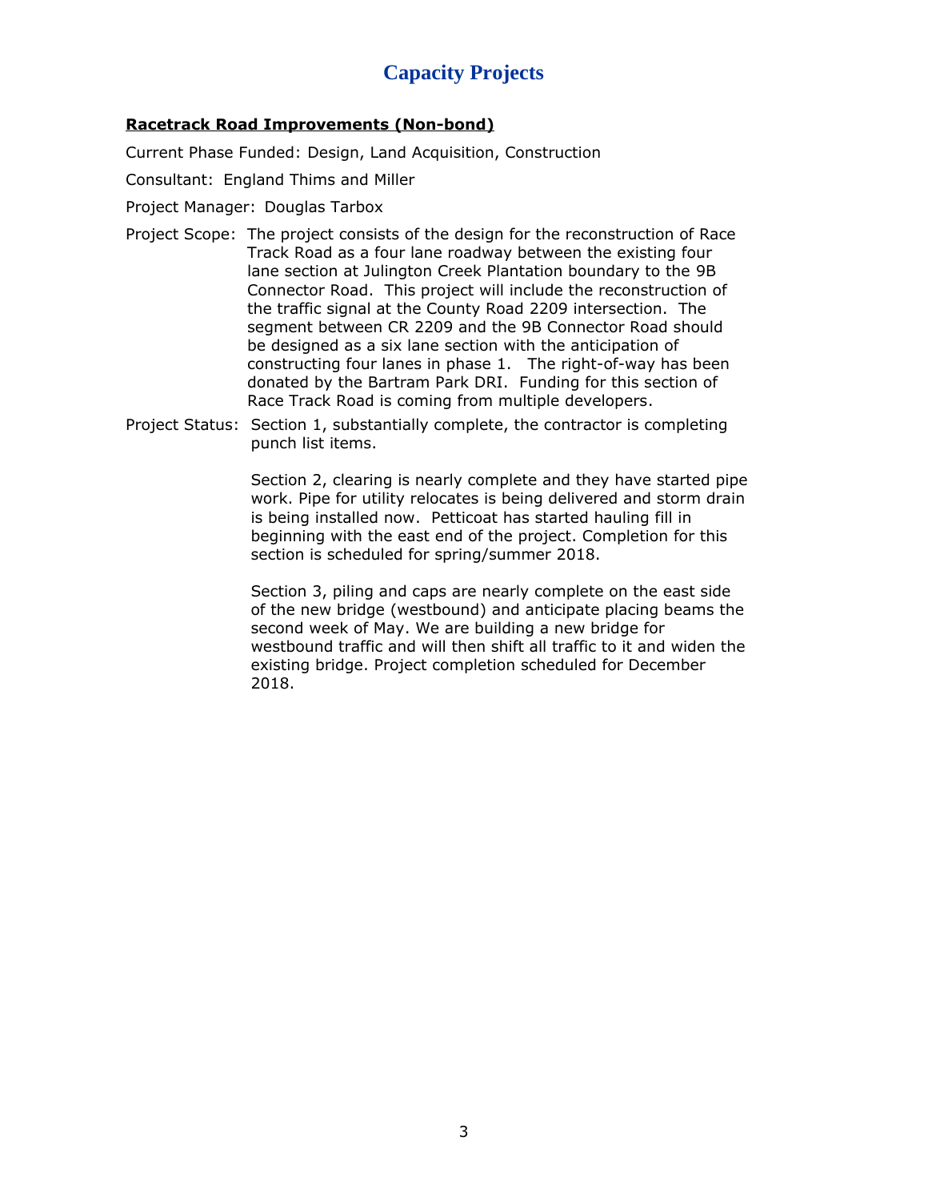# Capacity Projects

**Racetrack Road Improvements (Non-bond)**

Current Phase Funded: Design, Land Acquisition, Construction

Consultant: England Thims and Miller

Project Manager: Douglas Tarbox

Project Scope: The project consists of the design for the reconstruction of Race Track Road as a four lane roadway between the existing four lane section at Julington Creek Plantation boundary to the 9B Connector Road. This project will include the reconstruction of the traffic signal at the County Road 2209 intersection. The segment between CR 2209 and the 9B Connector Road should be designed as a six lane section with the anticipation of constructing four lanes in phase 1. The right-of-way has been donated by the Bartram Park DRI. Funding for this section of Race Track Road is coming from multiple developers.

Project Status: Section 1, substantially complete, the contractor is completing punch list items.

Section 2, clearing is nearly complete and they have started pipe work. Pipe for utility relocates is being delivered and storm drain is being installed now. Petticoat has started hauling fill in beginning with the east end of the project. Completion for this section is scheduled for spring/summer 2018.

Section 3, piling and caps are nearly complete on the east side of the new bridge (westbound) and anticipate placing beams the second week of May. We are building a new bridge for westbound traffic and will then shift all traffic to it and widen the existing bridge. Project completion scheduled for December 2018.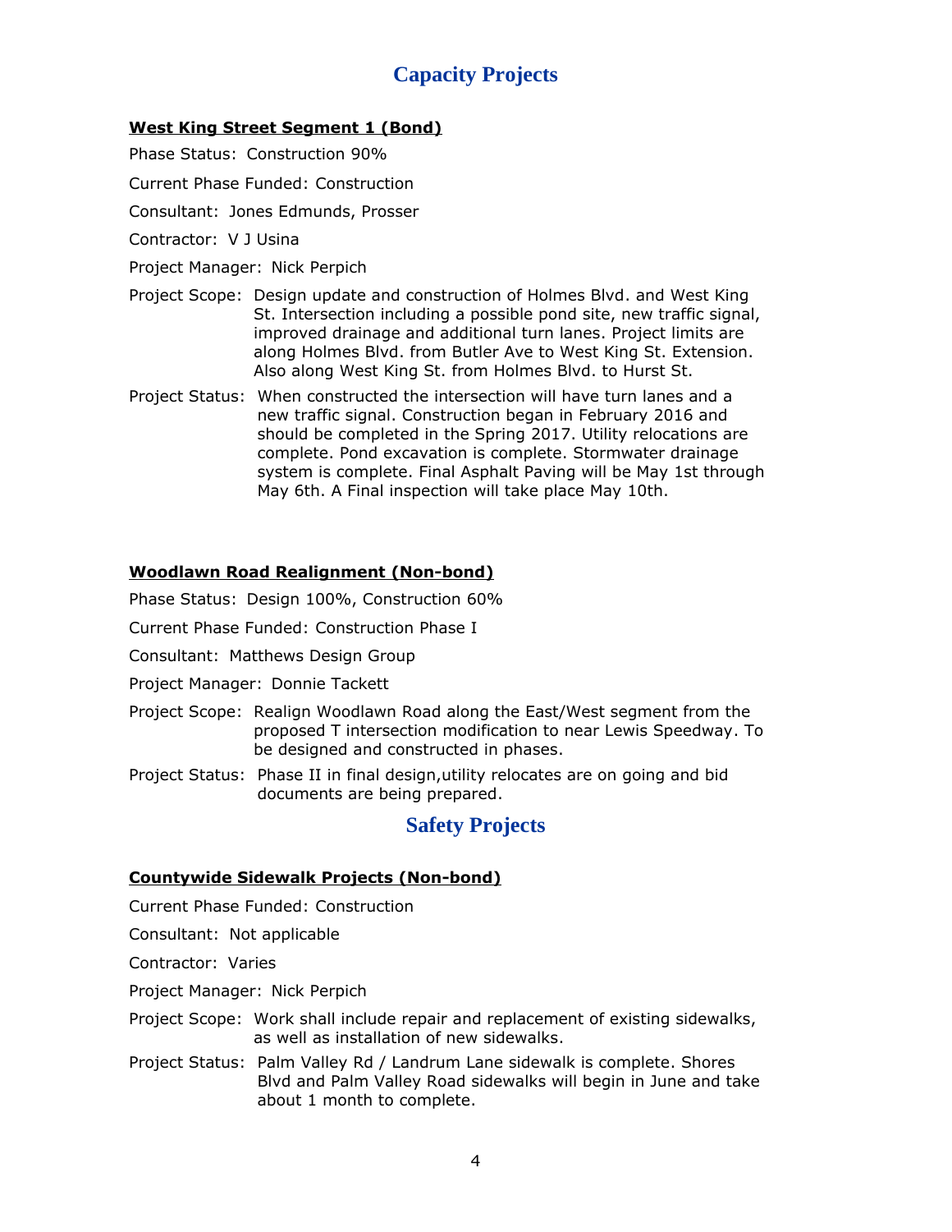## Capacity Projects

**West King Street Segment 1 (Bond)**

Phase Status: Construction 90%

Current Phase Funded: Construction

Consultant: Jones Edmunds, Prosser

Contractor: V J Usina

Project Manager: Nick Perpich

Project Scope: Design update and construction of Holmes Blvd. and West King St. Intersection including a possible pond site, new traffic signal, improved drainage and additional turn lanes. Project limits are along Holmes Blvd. from Butler Ave to West King St. Extension. Also along West King St. from Holmes Blvd. to Hurst St.

Project Status: When constructed the intersection will have turn lanes and a new traffic signal. Construction began in February 2016 and should be completed in the Spring 2017. Utility relocations are complete. Pond excavation is complete. Stormwater drainage system is complete. Final Asphalt Paving will be May 1st through May 6th. A Final inspection will take place May 10th.

**Woodlawn Road Realignment (Non-bond)**

Phase Status: Design 100%, Construction 60%

Current Phase Funded: Construction Phase I

Consultant: Matthews Design Group

Project Manager: Donnie Tackett

Project Scope: Realign Woodlawn Road along the East/West segment from the proposed T intersection modification to near Lewis Speedway. To be designed and constructed in phases.

Project Status: Phase II in final design,utility relocates are on going and bid documents are being prepared.

## Safety Projects

**Countywide Sidewalk Projects (Non-bond)**

Current Phase Funded: Construction

Consultant: Not applicable

Contractor: Varies

Project Manager: Nick Perpich

Project Scope: Work shall include repair and replacement of existing sidewalks, as well as installation of new sidewalks.

Project Status: Palm Valley Rd / Landrum Lane sidewalk is complete. Shores Blvd and Palm Valley Road sidewalks will begin in June and take about 1 month to complete.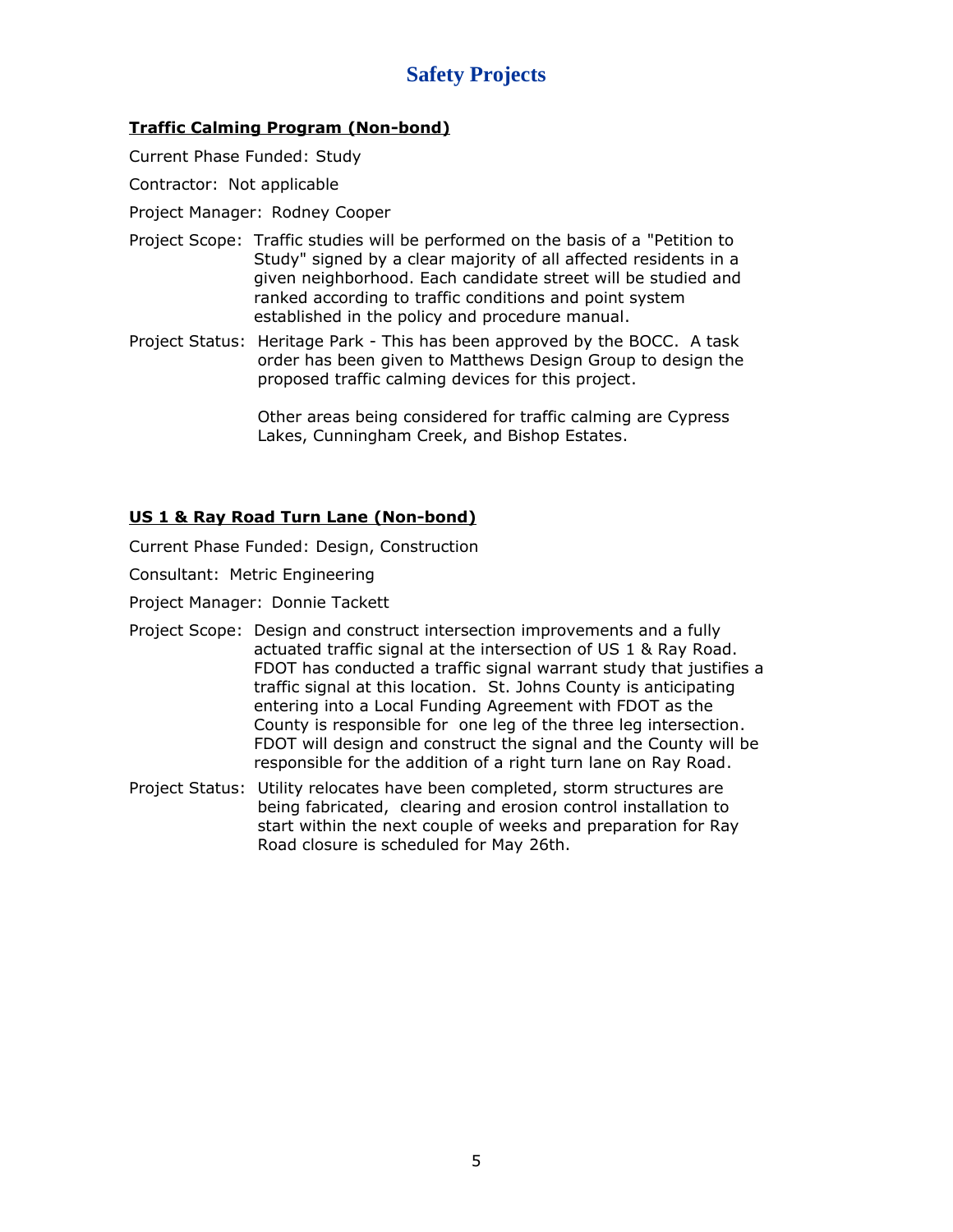# Safety Projects

**Traffic Calming Program (Non-bond)**

Current Phase Funded: Study

Contractor: Not applicable

Project Manager: Rodney Cooper

Project Scope: Traffic studies will be performed on the basis of a "Petition to Study" signed by a clear majority of all affected residents in a given neighborhood. Each candidate street will be studied and ranked according to traffic conditions and point system established in the policy and procedure manual.

Project Status: Heritage Park - This has been approved by the BOCC. A task order has been given to Matthews Design Group to design the proposed traffic calming devices for this project.

Other areas being considered for traffic calming are Cypress Lakes, Cunningham Creek, and Bishop Estates.

**US 1 & Ray Road Turn Lane (Non-bond)**

Current Phase Funded: Design, Construction

Consultant: Metric Engineering

Project Manager: Donnie Tackett

Project Scope: Design and construct intersection improvements and a fully actuated traffic signal at the intersection of US 1 & Ray Road. FDOT has conducted a traffic signal warrant study that justifies a traffic signal at this location. St. Johns County is anticipating entering into a Local Funding Agreement with FDOT as the County is responsible for one leg of the three leg intersection. FDOT will design and construct the signal and the County will be responsible for the addition of a right turn lane on Ray Road.

Project Status: Utility relocates have been completed, storm structures are being fabricated, clearing and erosion control installation to start within the next couple of weeks and preparation for Ray Road closure is scheduled for May 26th.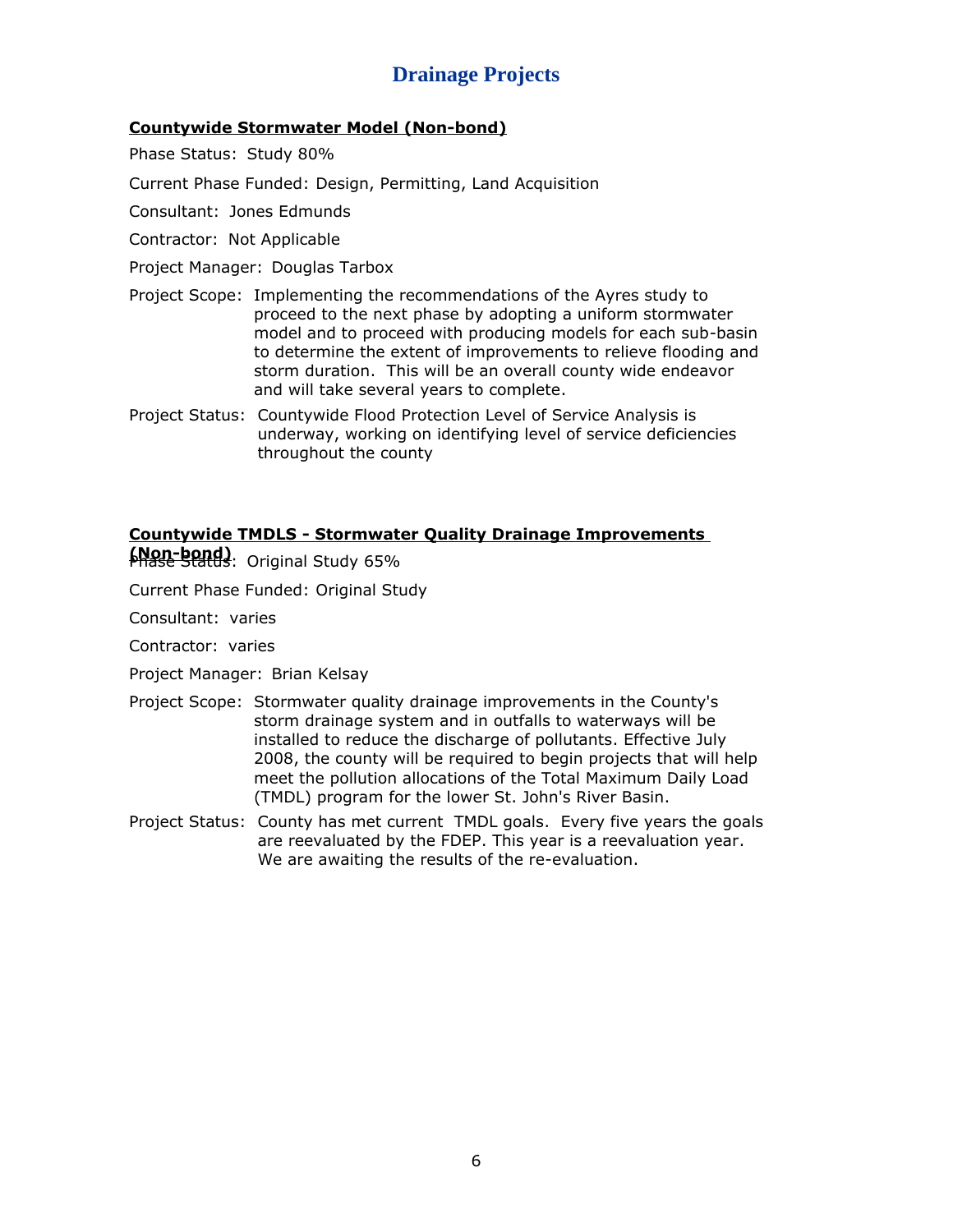# Drainage Projects

**Countywide Stormwater Model (Non-bond)**

Phase Status: Study 80%

Current Phase Funded: Design, Permitting, Land Acquisition

Consultant: Jones Edmunds

Contractor: Not Applicable

Project Manager: Douglas Tarbox

Project Scope: Implementing the recommendations of the Ayres study to proceed to the next phase by adopting a uniform stormwater model and to proceed with producing models for each sub-basin to determine the extent of improvements to relieve flooding and storm duration. This will be an overall county wide endeavor and will take several years to complete.

Project Status: Countywide Flood Protection Level of Service Analysis is underway, working on identifying level of service deficiencies throughout the county

**Countywide TMDLS - Stormwater Quality Drainage Improvements (Non-bond)**

Phase Status: Original Study 65%

Current Phase Funded: Original Study

Consultant: varies

Contractor: varies

Project Manager: Brian Kelsay

Project Scope: Stormwater quality drainage improvements in the County's storm drainage system and in outfalls to waterways will be installed to reduce the discharge of pollutants. Effective July 2008, the county will be required to begin projects that will help meet the pollution allocations of the Total Maximum Daily Load (TMDL) program for the lower St. John's River Basin.

Project Status: County has met current TMDL goals. Every five years the goals are reevaluated by the FDEP. This year is a reevaluation year. We are awaiting the results of the re-evaluation.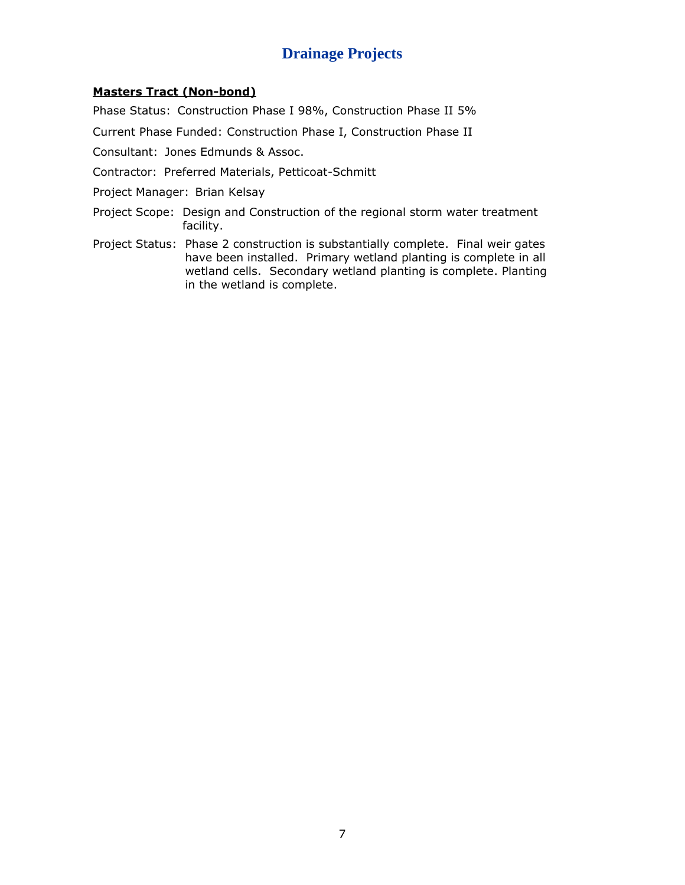# Drainage Projects

**Masters Tract (Non-bond)**

Phase Status: Construction Phase I 98%, Construction Phase II 5%

Current Phase Funded: Construction Phase I, Construction Phase II

Consultant: Jones Edmunds & Assoc.

Contractor: Preferred Materials, Petticoat-Schmitt

Project Manager: Brian Kelsay

Project Scope: Design and Construction of the regional storm water treatment facility.

Project Status: Phase 2 construction is substantially complete. Final weir gates have been installed. Primary wetland planting is complete in all wetland cells. Secondary wetland planting is complete. Planting in the wetland is complete.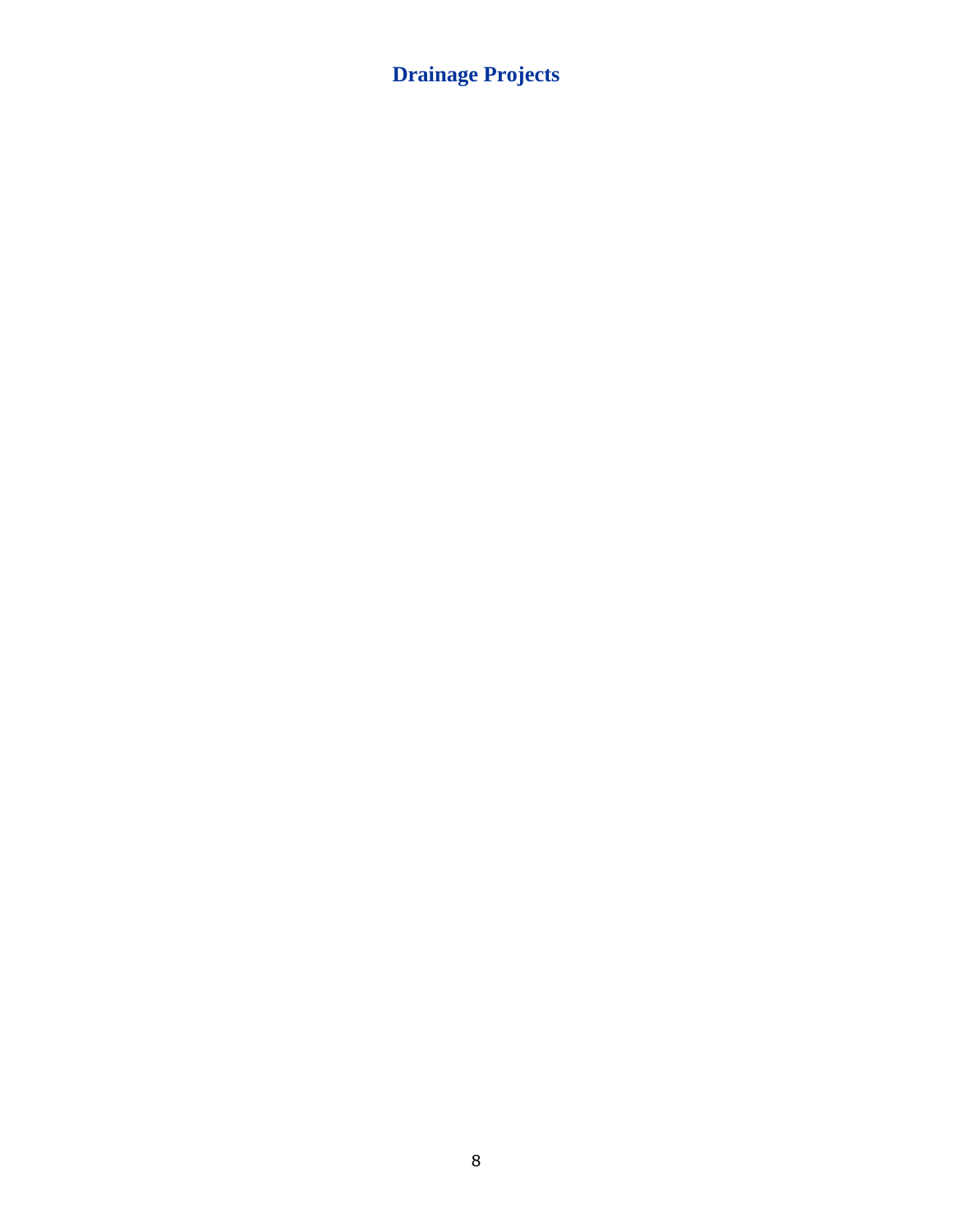# Drainage Projects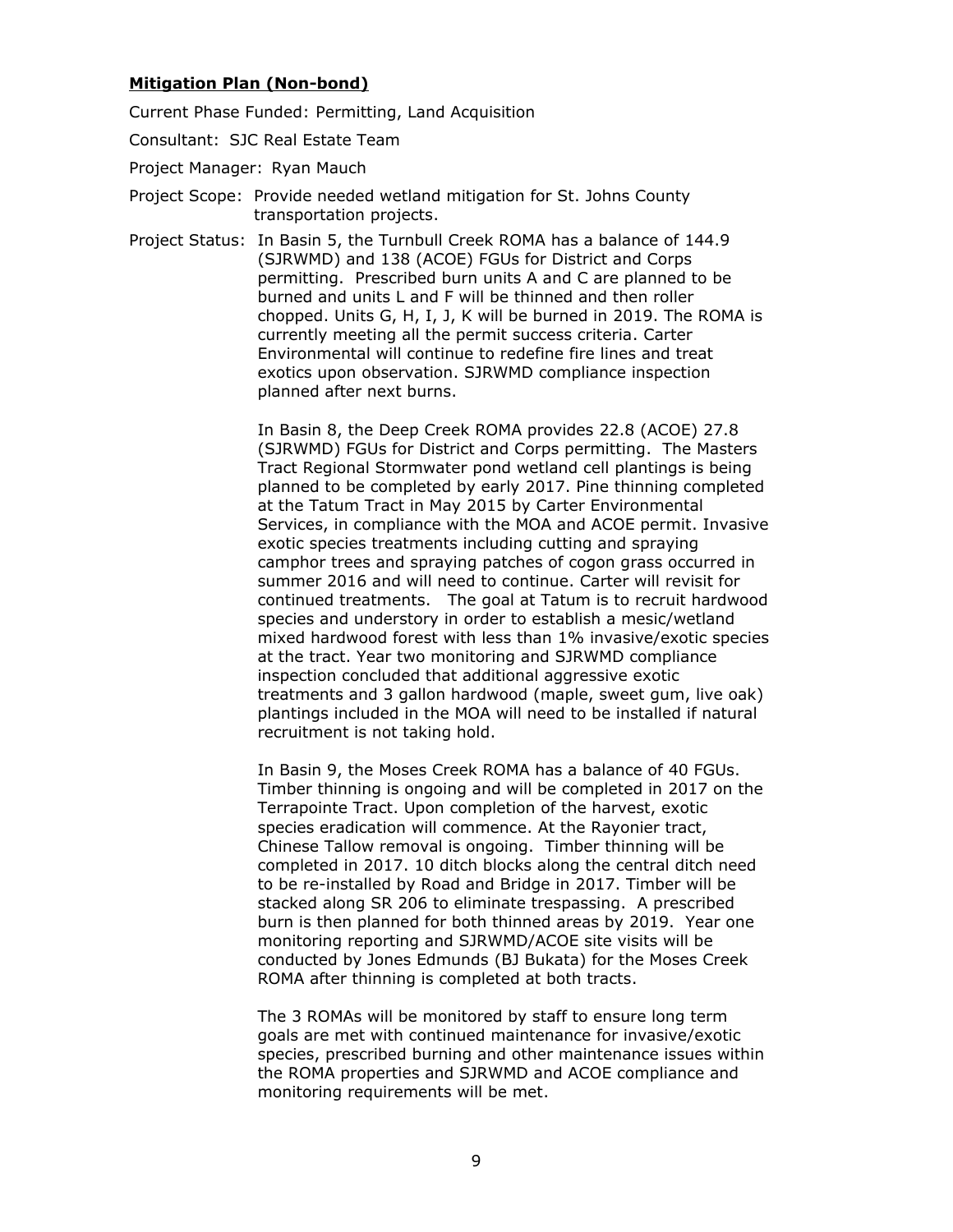**Mitigation Plan (Non-bond)**

Current Phase Funded: Permitting, Land Acquisition

Consultant: SJC Real Estate Team

Project Manager: Ryan Mauch

Project Scope: Provide needed wetland mitigation for St. Johns County transportation projects.

Project Status: In Basin 5, the Turnbull Creek ROMA has a balance of 144.9 (SJRWMD) and 138 (ACOE) FGUs for District and Corps permitting. Prescribed burn units A and C are planned to be burned and units L and F will be thinned and then roller chopped. Units G, H, I, J, K will be burned in 2019. The ROMA is currently meeting all the permit success criteria. Carter Environmental will continue to redefine fire lines and treat exotics upon observation. SJRWMD compliance inspection planned after next burns.

In Basin 8, the Deep Creek ROMA provides 22.8 (ACOE) 27.8 (SJRWMD) FGUs for District and Corps permitting. The Masters Tract Regional Stormwater pond wetland cell plantings is being planned to be completed by early 2017. Pine thinning completed at the Tatum Tract in May 2015 by Carter Environmental Services, in compliance with the MOA and ACOE permit. Invasive exotic species treatments including cutting and spraying camphor trees and spraying patches of cogon grass occurred in summer 2016 and will need to continue. Carter will revisit for continued treatments. The goal at Tatum is to recruit hardwood species and understory in order to establish a mesic/wetland mixed hardwood forest with less than 1% invasive/exotic species at the tract. Year two monitoring and SJRWMD compliance inspection concluded that additional aggressive exotic treatments and 3 gallon hardwood (maple, sweet gum, live oak) plantings included in the MOA will need to be installed if natural recruitment is not taking hold.

In Basin 9, the Moses Creek ROMA has a balance of 40 FGUs. Timber thinning is ongoing and will be completed in 2017 on the Terrapointe Tract. Upon completion of the harvest, exotic species eradication will commence. At the Rayonier tract, Chinese Tallow removal is ongoing. Timber thinning will be completed in 2017. 10 ditch blocks along the central ditch need to be re-installed by Road and Bridge in 2017. Timber will be stacked along SR 206 to eliminate trespassing. A prescribed burn is then planned for both thinned areas by 2019. Year one monitoring reporting and SJRWMD/ACOE site visits will be conducted by Jones Edmunds (BJ Bukata) for the Moses Creek ROMA after thinning is completed at both tracts.

The 3 ROMAs will be monitored by staff to ensure long term goals are met with continued maintenance for invasive/exotic species, prescribed burning and other maintenance issues within the ROMA properties and SJRWMD and ACOE compliance and monitoring requirements will be met.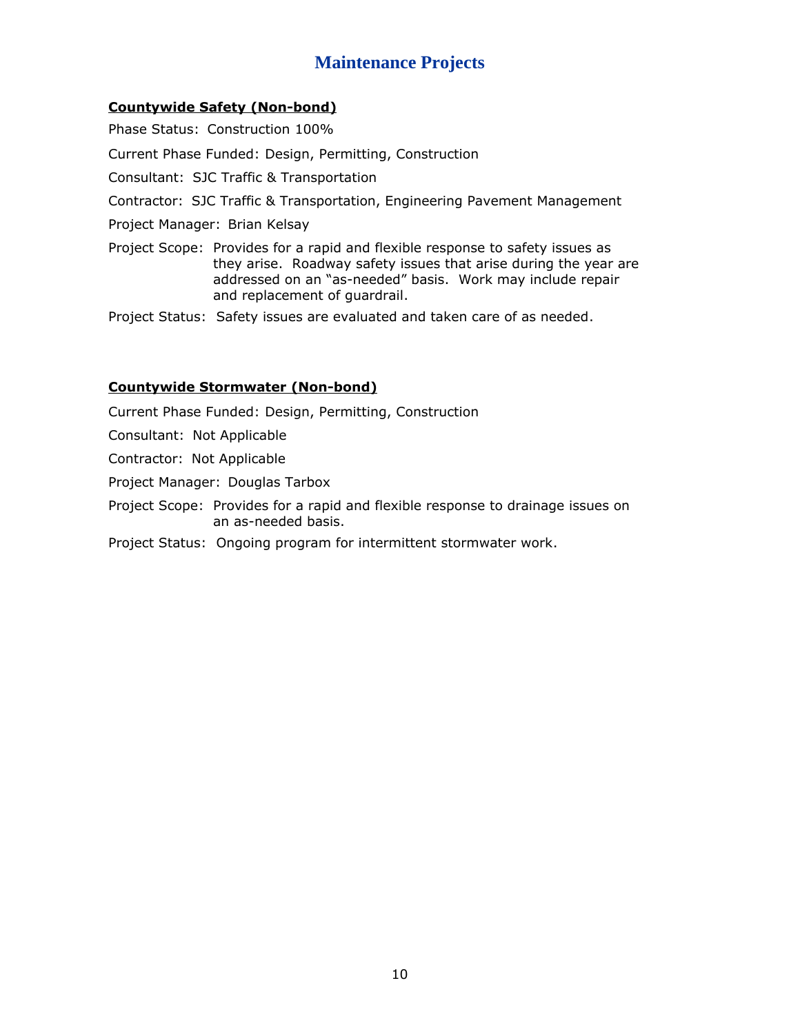# Maintenance Projects

**Countywide Safety (Non-bond)**

Phase Status: Construction 100%

Current Phase Funded: Design, Permitting, Construction

Consultant: SJC Traffic & Transportation

Contractor: SJC Traffic & Transportation, Engineering Pavement Management

Project Manager: Brian Kelsay

Project Scope: Provides for a rapid and flexible response to safety issues as they arise. Roadway safety issues that arise during the year are addressed on an "as-needed" basis. Work may include repair and replacement of guardrail.

Project Status: Safety issues are evaluated and taken care of as needed.

**Countywide Stormwater (Non-bond)**

Current Phase Funded: Design, Permitting, Construction

Consultant: Not Applicable

Contractor: Not Applicable

Project Manager: Douglas Tarbox

Project Scope: Provides for a rapid and flexible response to drainage issues on an as-needed basis.

Project Status: Ongoing program for intermittent stormwater work.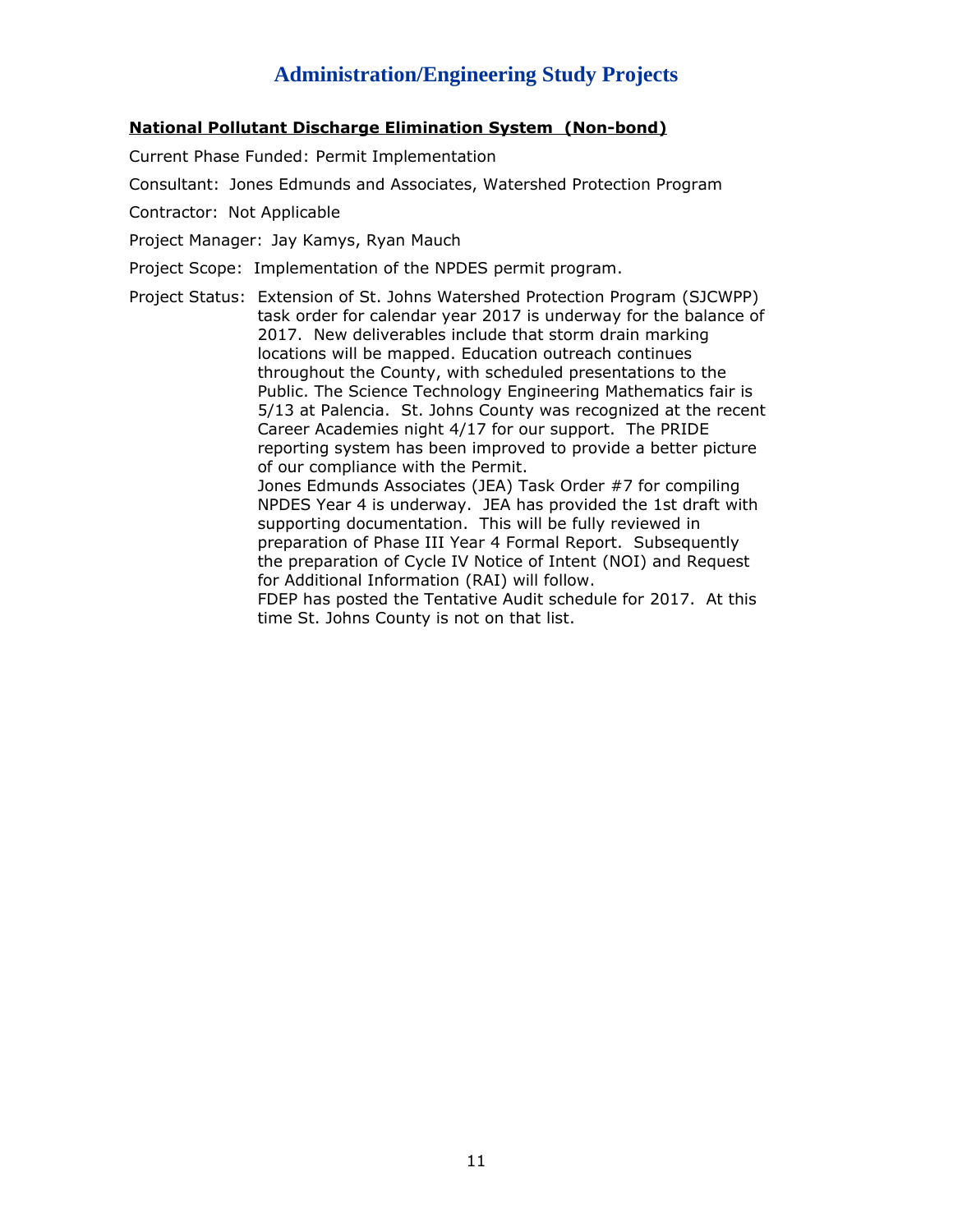# Administration/Engineering Study Projects

**National Pollutant Discharge Elimination System (Non-bond)**

Current Phase Funded: Permit Implementation

Consultant: Jones Edmunds and Associates, Watershed Protection Program

Contractor: Not Applicable

Project Manager: Jay Kamys, Ryan Mauch

Project Scope: Implementation of the NPDES permit program.

Project Status: Extension of St. Johns Watershed Protection Program (SJCWPP) task order for calendar year 2017 is underway for the balance of 2017. New deliverables include that storm drain marking locations will be mapped. Education outreach continues throughout the County, with scheduled presentations to the Public. The Science Technology Engineering Mathematics fair is 5/13 at Palencia. St. Johns County was recognized at the recent Career Academies night 4/17 for our support. The PRIDE reporting system has been improved to provide a better picture of our compliance with the Permit.

Jones Edmunds Associates (JEA) Task Order #7 for compiling NPDES Year 4 is underway. JEA has provided the 1st draft with supporting documentation. This will be fully reviewed in preparation of Phase III Year 4 Formal Report. Subsequently the preparation of Cycle IV Notice of Intent (NOI) and Request for Additional Information (RAI) will follow.

FDEP has posted the Tentative Audit schedule for 2017. At this time St. Johns County is not on that list.